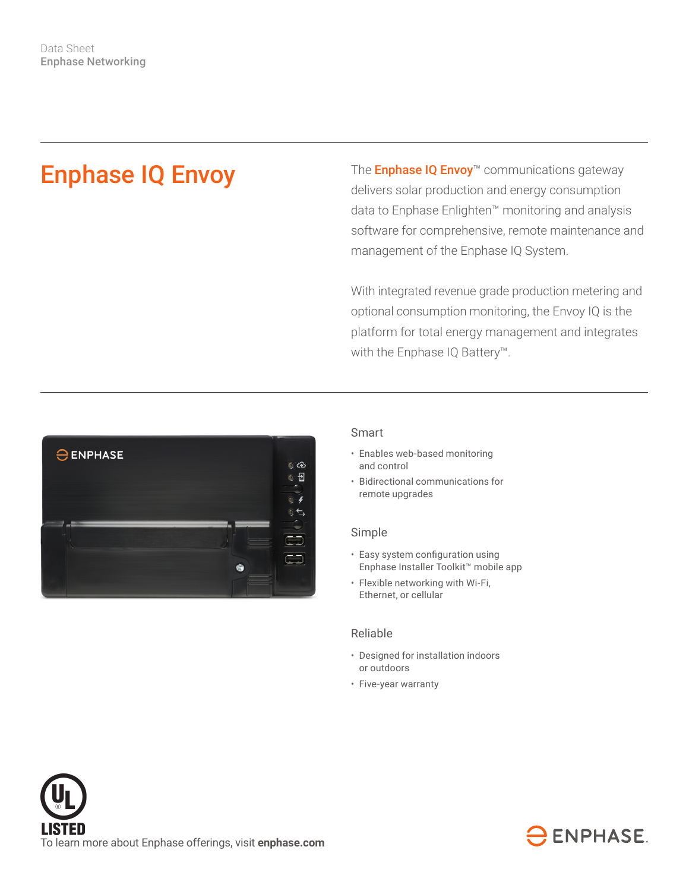Data Sheet
Enphase Networking

# Enphase IQ Envoy

The **Enphase IQ Envoy**™ communications gateway delivers solar production and energy consumption data to Enphase Enlighten™ monitoring and analysis software for comprehensive, remote maintenance and management of the Enphase IQ System.

With integrated revenue grade production metering and optional consumption monitoring, the Envoy IQ is the platform for total energy management and integrates with the Enphase IQ Battery™.

## Smart

- Enables web-based monitoring and control
- Bidirectional communications for remote upgrades

## Simple

- Easy system configuration using Enphase Installer Toolkit™ mobile app
- Flexible networking with Wi-Fi, Ethernet, or cellular

## Reliable

- Designed for installation indoors or outdoors
- Five-year warranty

UL LISTED

To learn more about Enphase offerings, visit **enphase.com**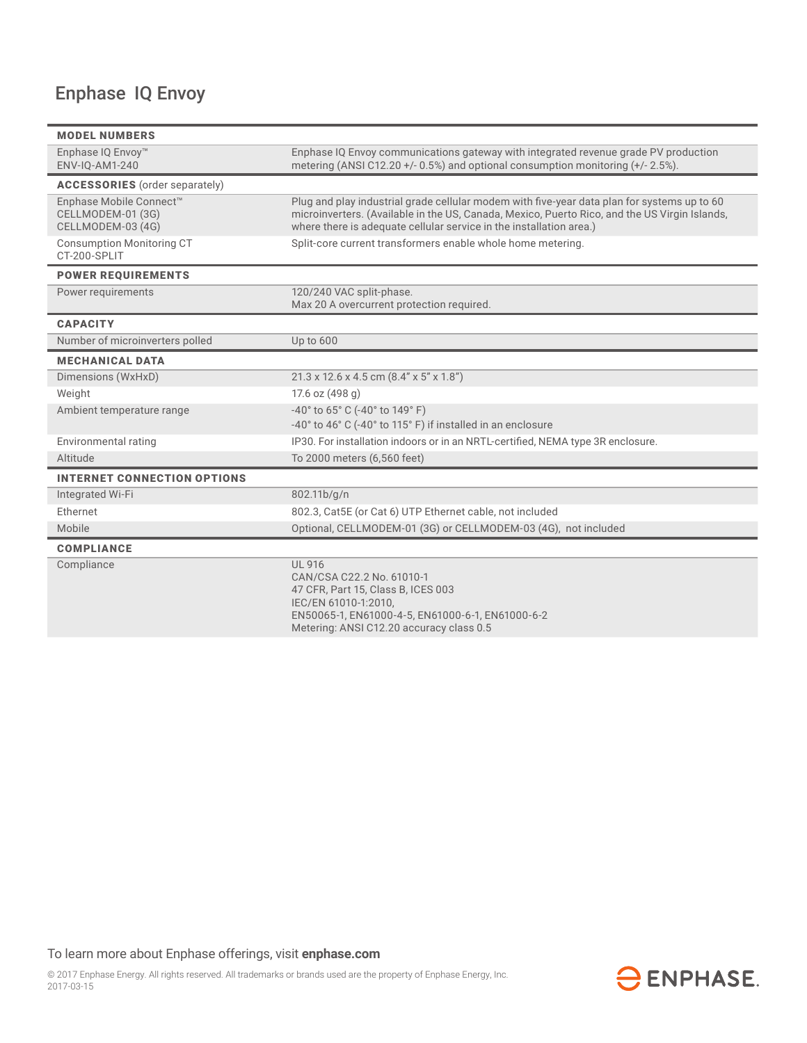# Enphase IQ Envoy

| | |
|---|---|
| **MODEL NUMBERS** | |
| Enphase IQ Envoy™<br>ENV-IQ-AM1-240 | Enphase IQ Envoy communications gateway with integrated revenue grade PV production metering (ANSI C12.20 +/- 0.5%) and optional consumption monitoring (+/- 2.5%). |
| **ACCESSORIES** (order separately) | |
| Enphase Mobile Connect™<br>CELLMODEM-01 (3G)<br>CELLMODEM-03 (4G) | Plug and play industrial grade cellular modem with five-year data plan for systems up to 60 microinverters. (Available in the US, Canada, Mexico, Puerto Rico, and the US Virgin Islands, where there is adequate cellular service in the installation area.) |
| Consumption Monitoring CT<br>CT-200-SPLIT | Split-core current transformers enable whole home metering. |
| **POWER REQUIREMENTS** | |
| Power requirements | 120/240 VAC split-phase.<br>Max 20 A overcurrent protection required. |
| **CAPACITY** | |
| Number of microinverters polled | Up to 600 |
| **MECHANICAL DATA** | |
| Dimensions (WxHxD) | 21.3 x 12.6 x 4.5 cm (8.4" x 5" x 1.8") |
| Weight | 17.6 oz (498 g) |
| Ambient temperature range | -40° to 65° C (-40° to 149° F)<br>-40° to 46° C (-40° to 115° F) if installed in an enclosure |
| Environmental rating | IP30. For installation indoors or in an NRTL-certified, NEMA type 3R enclosure. |
| Altitude | To 2000 meters (6,560 feet) |
| **INTERNET CONNECTION OPTIONS** | |
| Integrated Wi-Fi | 802.11b/g/n |
| Ethernet | 802.3, Cat5E (or Cat 6) UTP Ethernet cable, not included |
| Mobile | Optional, CELLMODEM-01 (3G) or CELLMODEM-03 (4G), not included |
| **COMPLIANCE** | |
| Compliance | UL 916<br>CAN/CSA C22.2 No. 61010-1<br>47 CFR, Part 15, Class B, ICES 003<br>IEC/EN 61010-1:2010,<br>EN50065-1, EN61000-4-5, EN61000-6-1, EN61000-6-2<br>Metering: ANSI C12.20 accuracy class 0.5 |

To learn more about Enphase offerings, visit **enphase.com**

© 2017 Enphase Energy. All rights reserved. All trademarks or brands used are the property of Enphase Energy, Inc.
2017-03-15

ENPHASE.